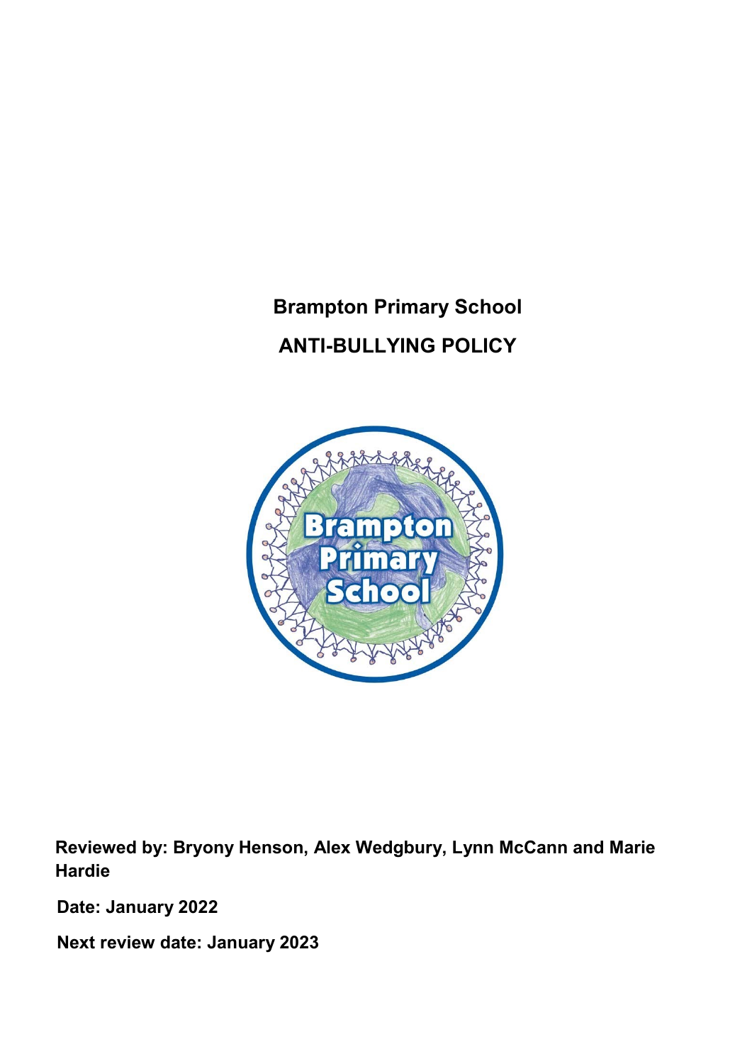# Brampton Primary School

# ANTI-BULLYING POLICY

**Reviewed by: Bryony Henson, Alex Wedgbury, Lynn McCann and Marie Hardie**

**Date: January 2022**

**Next review date: January 2023**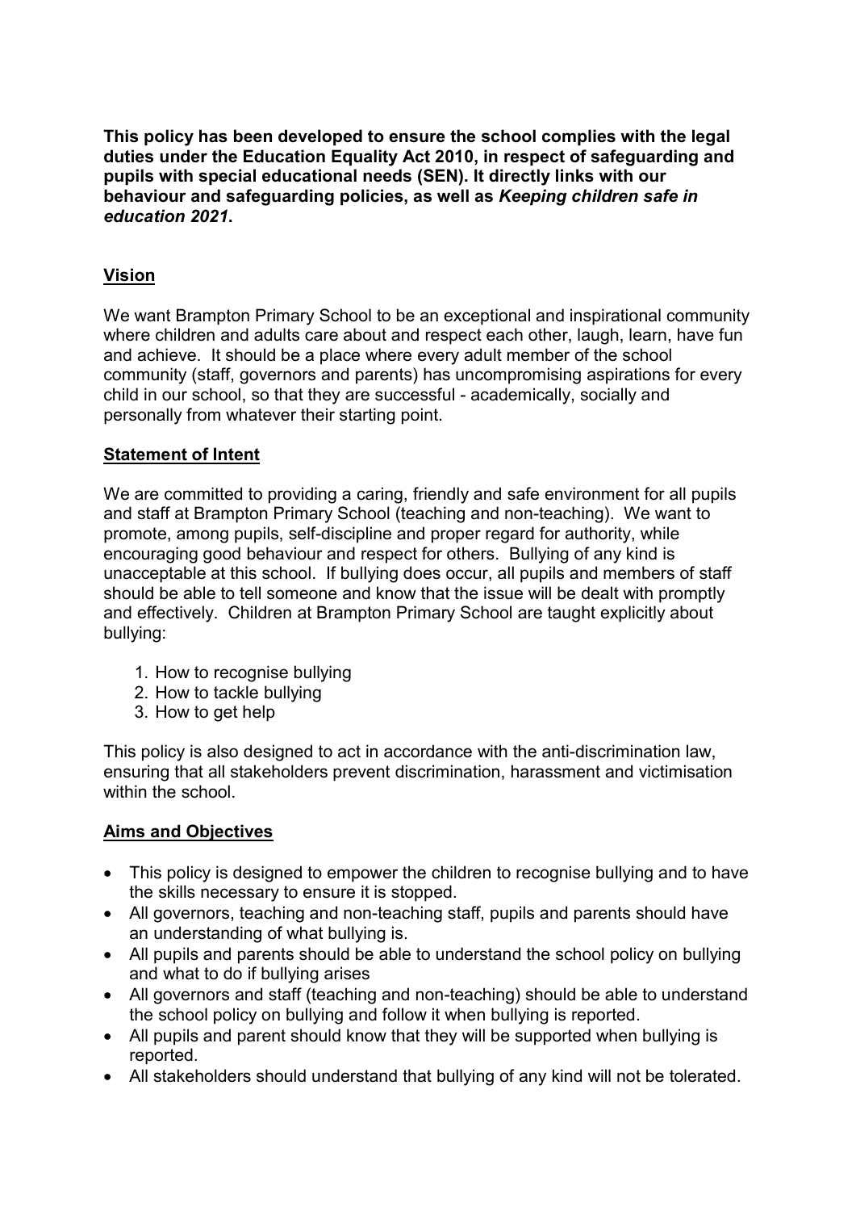**This policy has been developed to ensure the school complies with the legal duties under the Education Equality Act 2010, in respect of safeguarding and pupils with special educational needs (SEN). It directly links with our behaviour and safeguarding policies, as well as *Keeping children safe in education 2021*.**

## Vision

We want Brampton Primary School to be an exceptional and inspirational community where children and adults care about and respect each other, laugh, learn, have fun and achieve. It should be a place where every adult member of the school community (staff, governors and parents) has uncompromising aspirations for every child in our school, so that they are successful - academically, socially and personally from whatever their starting point.

## Statement of Intent

We are committed to providing a caring, friendly and safe environment for all pupils and staff at Brampton Primary School (teaching and non-teaching). We want to promote, among pupils, self-discipline and proper regard for authority, while encouraging good behaviour and respect for others. Bullying of any kind is unacceptable at this school. If bullying does occur, all pupils and members of staff should be able to tell someone and know that the issue will be dealt with promptly and effectively. Children at Brampton Primary School are taught explicitly about bullying:

1. How to recognise bullying
2. How to tackle bullying
3. How to get help

This policy is also designed to act in accordance with the anti-discrimination law, ensuring that all stakeholders prevent discrimination, harassment and victimisation within the school.

## Aims and Objectives

- This policy is designed to empower the children to recognise bullying and to have the skills necessary to ensure it is stopped.
- All governors, teaching and non-teaching staff, pupils and parents should have an understanding of what bullying is.
- All pupils and parents should be able to understand the school policy on bullying and what to do if bullying arises
- All governors and staff (teaching and non-teaching) should be able to understand the school policy on bullying and follow it when bullying is reported.
- All pupils and parent should know that they will be supported when bullying is reported.
- All stakeholders should understand that bullying of any kind will not be tolerated.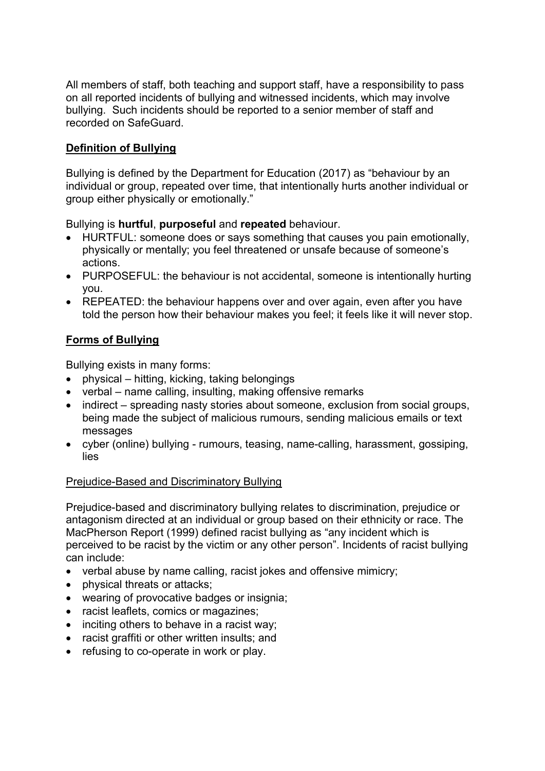All members of staff, both teaching and support staff, have a responsibility to pass on all reported incidents of bullying and witnessed incidents, which may involve bullying. Such incidents should be reported to a senior member of staff and recorded on SafeGuard.

## Definition of Bullying

Bullying is defined by the Department for Education (2017) as "behaviour by an individual or group, repeated over time, that intentionally hurts another individual or group either physically or emotionally."

Bullying is **hurtful**, **purposeful** and **repeated** behaviour.

- HURTFUL: someone does or says something that causes you pain emotionally, physically or mentally; you feel threatened or unsafe because of someone's actions.
- PURPOSEFUL: the behaviour is not accidental, someone is intentionally hurting you.
- REPEATED: the behaviour happens over and over again, even after you have told the person how their behaviour makes you feel; it feels like it will never stop.

## Forms of Bullying

Bullying exists in many forms:

- physical – hitting, kicking, taking belongings
- verbal – name calling, insulting, making offensive remarks
- indirect – spreading nasty stories about someone, exclusion from social groups, being made the subject of malicious rumours, sending malicious emails or text messages
- cyber (online) bullying - rumours, teasing, name-calling, harassment, gossiping, lies

### Prejudice-Based and Discriminatory Bullying

Prejudice-based and discriminatory bullying relates to discrimination, prejudice or antagonism directed at an individual or group based on their ethnicity or race. The MacPherson Report (1999) defined racist bullying as "any incident which is perceived to be racist by the victim or any other person". Incidents of racist bullying can include:

- verbal abuse by name calling, racist jokes and offensive mimicry;
- physical threats or attacks;
- wearing of provocative badges or insignia;
- racist leaflets, comics or magazines;
- inciting others to behave in a racist way;
- racist graffiti or other written insults; and
- refusing to co-operate in work or play.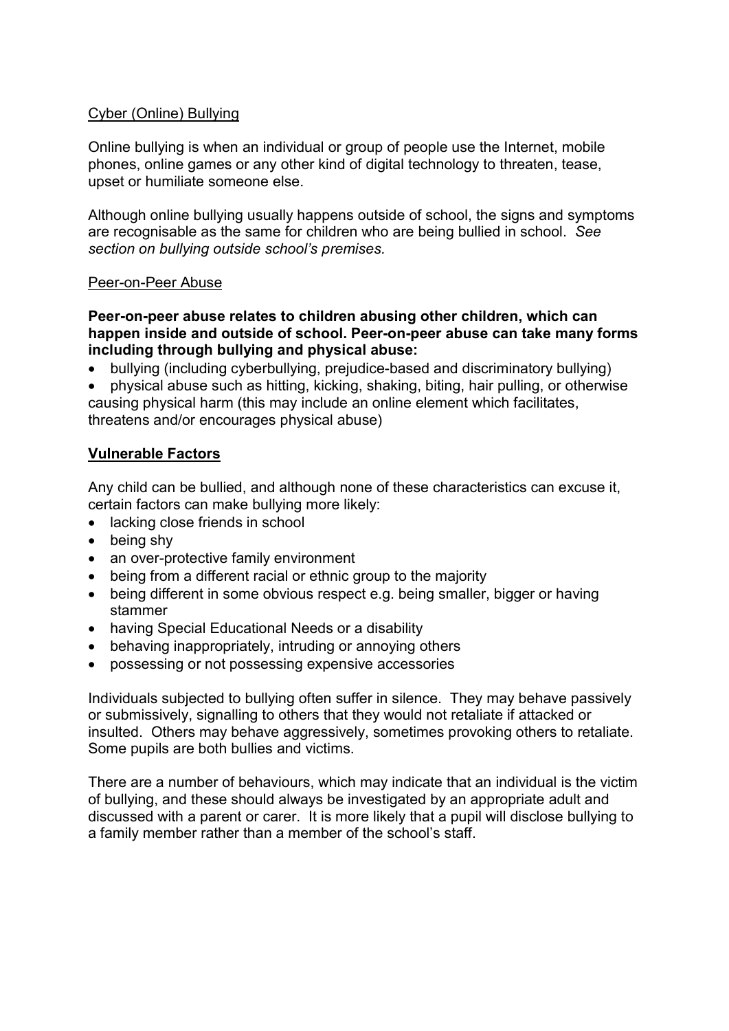Cyber (Online) Bullying

Online bullying is when an individual or group of people use the Internet, mobile phones, online games or any other kind of digital technology to threaten, tease, upset or humiliate someone else.

Although online bullying usually happens outside of school, the signs and symptoms are recognisable as the same for children who are being bullied in school. *See section on bullying outside school's premises.*

Peer-on-Peer Abuse

**Peer-on-peer abuse relates to children abusing other children, which can happen inside and outside of school. Peer-on-peer abuse can take many forms including through bullying and physical abuse:**

- bullying (including cyberbullying, prejudice-based and discriminatory bullying)
- physical abuse such as hitting, kicking, shaking, biting, hair pulling, or otherwise causing physical harm (this may include an online element which facilitates, threatens and/or encourages physical abuse)

**Vulnerable Factors**

Any child can be bullied, and although none of these characteristics can excuse it, certain factors can make bullying more likely:

- lacking close friends in school
- being shy
- an over-protective family environment
- being from a different racial or ethnic group to the majority
- being different in some obvious respect e.g. being smaller, bigger or having stammer
- having Special Educational Needs or a disability
- behaving inappropriately, intruding or annoying others
- possessing or not possessing expensive accessories

Individuals subjected to bullying often suffer in silence. They may behave passively or submissively, signalling to others that they would not retaliate if attacked or insulted. Others may behave aggressively, sometimes provoking others to retaliate. Some pupils are both bullies and victims.

There are a number of behaviours, which may indicate that an individual is the victim of bullying, and these should always be investigated by an appropriate adult and discussed with a parent or carer. It is more likely that a pupil will disclose bullying to a family member rather than a member of the school's staff.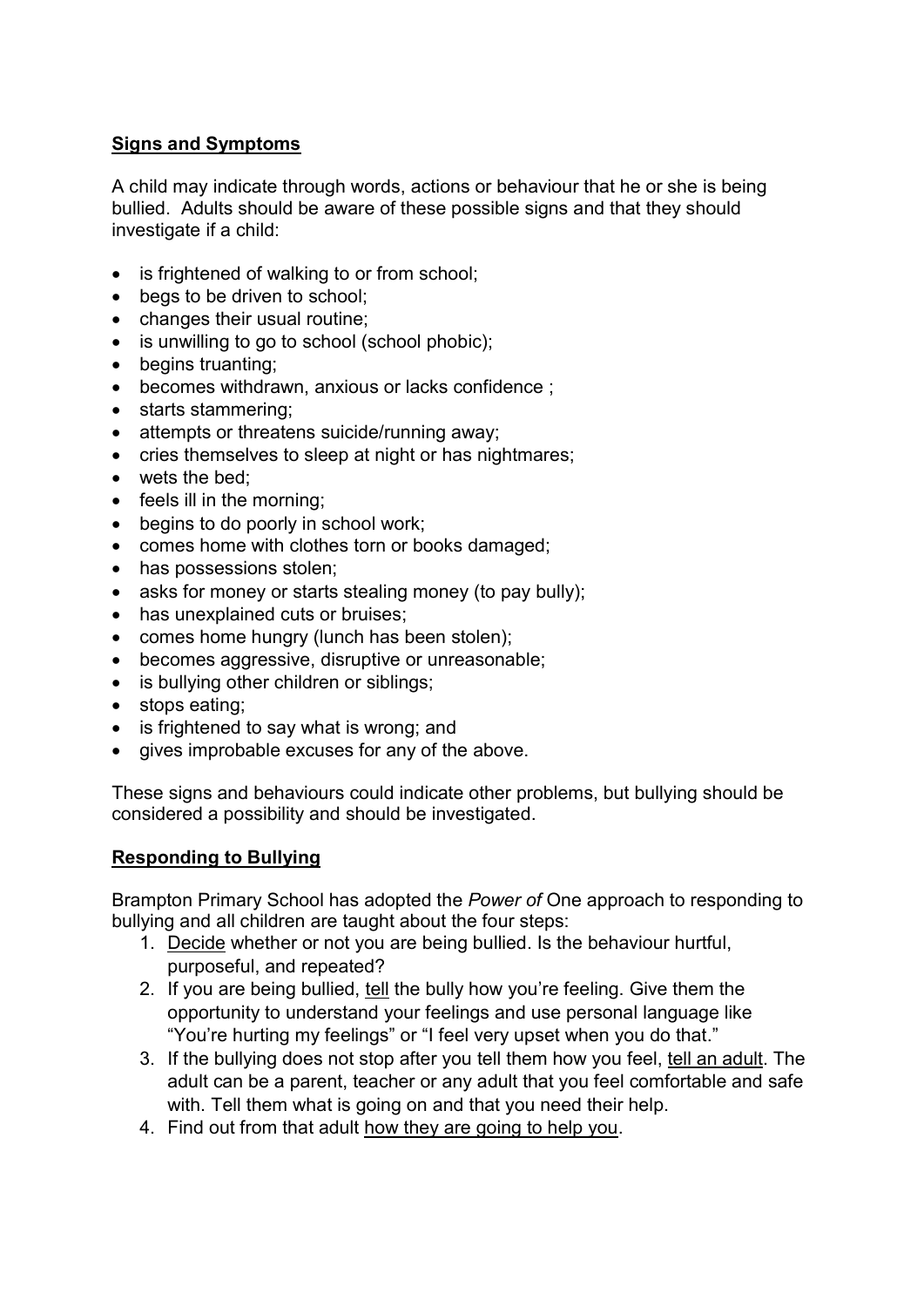**<u>Signs and Symptoms</u>**

A child may indicate through words, actions or behaviour that he or she is being bullied. Adults should be aware of these possible signs and that they should investigate if a child:

- is frightened of walking to or from school;
- begs to be driven to school;
- changes their usual routine;
- is unwilling to go to school (school phobic);
- begins truanting;
- becomes withdrawn, anxious or lacks confidence ;
- starts stammering;
- attempts or threatens suicide/running away;
- cries themselves to sleep at night or has nightmares;
- wets the bed;
- feels ill in the morning;
- begins to do poorly in school work;
- comes home with clothes torn or books damaged;
- has possessions stolen;
- asks for money or starts stealing money (to pay bully);
- has unexplained cuts or bruises;
- comes home hungry (lunch has been stolen);
- becomes aggressive, disruptive or unreasonable;
- is bullying other children or siblings;
- stops eating;
- is frightened to say what is wrong; and
- gives improbable excuses for any of the above.

These signs and behaviours could indicate other problems, but bullying should be considered a possibility and should be investigated.

**<u>Responding to Bullying</u>**

Brampton Primary School has adopted the *Power of* One approach to responding to bullying and all children are taught about the four steps:

1. <u>Decide</u> whether or not you are being bullied. Is the behaviour hurtful, purposeful, and repeated?
2. If you are being bullied, <u>tell</u> the bully how you're feeling. Give them the opportunity to understand your feelings and use personal language like "You're hurting my feelings" or "I feel very upset when you do that."
3. If the bullying does not stop after you tell them how you feel, <u>tell an adult</u>. The adult can be a parent, teacher or any adult that you feel comfortable and safe with. Tell them what is going on and that you need their help.
4. Find out from that adult <u>how they are going to help you</u>.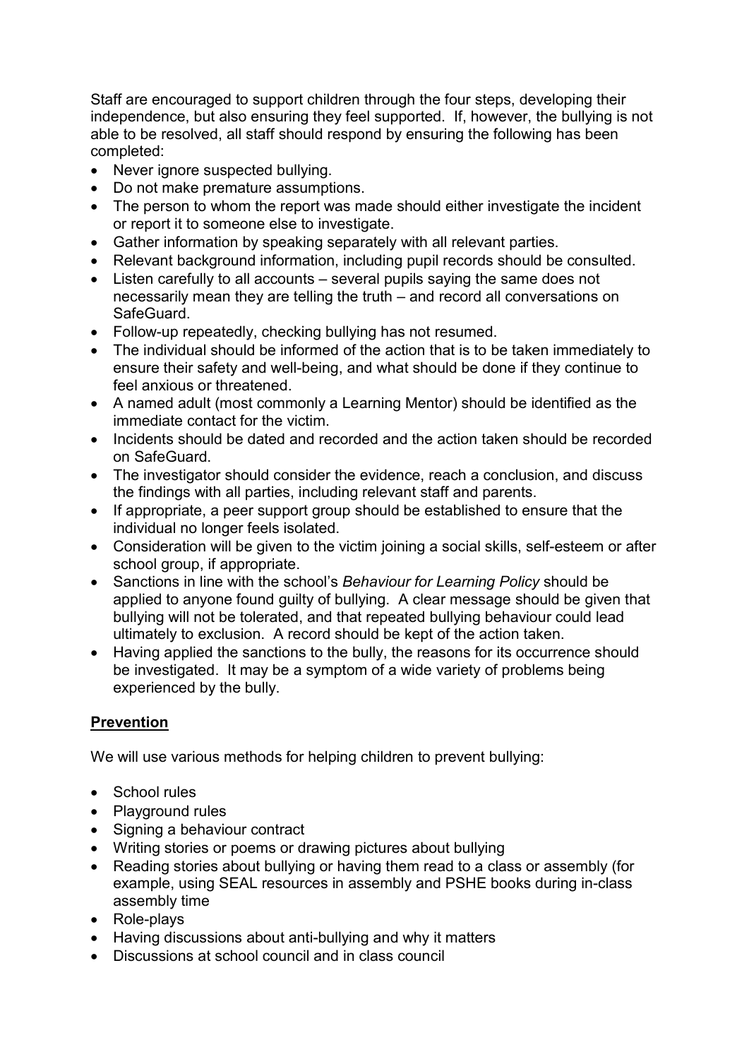Staff are encouraged to support children through the four steps, developing their independence, but also ensuring they feel supported. If, however, the bullying is not able to be resolved, all staff should respond by ensuring the following has been completed:

- Never ignore suspected bullying.
- Do not make premature assumptions.
- The person to whom the report was made should either investigate the incident or report it to someone else to investigate.
- Gather information by speaking separately with all relevant parties.
- Relevant background information, including pupil records should be consulted.
- Listen carefully to all accounts – several pupils saying the same does not necessarily mean they are telling the truth – and record all conversations on SafeGuard.
- Follow-up repeatedly, checking bullying has not resumed.
- The individual should be informed of the action that is to be taken immediately to ensure their safety and well-being, and what should be done if they continue to feel anxious or threatened.
- A named adult (most commonly a Learning Mentor) should be identified as the immediate contact for the victim.
- Incidents should be dated and recorded and the action taken should be recorded on SafeGuard.
- The investigator should consider the evidence, reach a conclusion, and discuss the findings with all parties, including relevant staff and parents.
- If appropriate, a peer support group should be established to ensure that the individual no longer feels isolated.
- Consideration will be given to the victim joining a social skills, self-esteem or after school group, if appropriate.
- Sanctions in line with the school's *Behaviour for Learning Policy* should be applied to anyone found guilty of bullying. A clear message should be given that bullying will not be tolerated, and that repeated bullying behaviour could lead ultimately to exclusion. A record should be kept of the action taken.
- Having applied the sanctions to the bully, the reasons for its occurrence should be investigated. It may be a symptom of a wide variety of problems being experienced by the bully.

## **Prevention**

We will use various methods for helping children to prevent bullying:

- School rules
- Playground rules
- Signing a behaviour contract
- Writing stories or poems or drawing pictures about bullying
- Reading stories about bullying or having them read to a class or assembly (for example, using SEAL resources in assembly and PSHE books during in-class assembly time
- Role-plays
- Having discussions about anti-bullying and why it matters
- Discussions at school council and in class council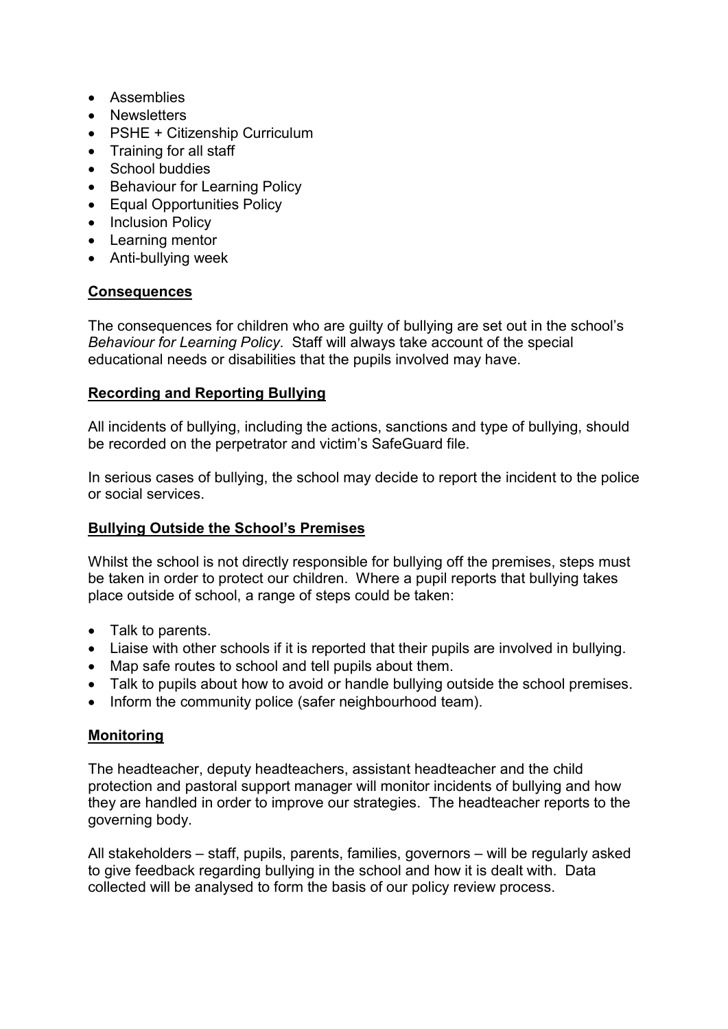- Assemblies
- Newsletters
- PSHE + Citizenship Curriculum
- Training for all staff
- School buddies
- Behaviour for Learning Policy
- Equal Opportunities Policy
- Inclusion Policy
- Learning mentor
- Anti-bullying week

## Consequences

The consequences for children who are guilty of bullying are set out in the school's *Behaviour for Learning Policy*. Staff will always take account of the special educational needs or disabilities that the pupils involved may have.

## Recording and Reporting Bullying

All incidents of bullying, including the actions, sanctions and type of bullying, should be recorded on the perpetrator and victim's SafeGuard file.

In serious cases of bullying, the school may decide to report the incident to the police or social services.

## Bullying Outside the School's Premises

Whilst the school is not directly responsible for bullying off the premises, steps must be taken in order to protect our children. Where a pupil reports that bullying takes place outside of school, a range of steps could be taken:

- Talk to parents.
- Liaise with other schools if it is reported that their pupils are involved in bullying.
- Map safe routes to school and tell pupils about them.
- Talk to pupils about how to avoid or handle bullying outside the school premises.
- Inform the community police (safer neighbourhood team).

## Monitoring

The headteacher, deputy headteachers, assistant headteacher and the child protection and pastoral support manager will monitor incidents of bullying and how they are handled in order to improve our strategies. The headteacher reports to the governing body.

All stakeholders – staff, pupils, parents, families, governors – will be regularly asked to give feedback regarding bullying in the school and how it is dealt with. Data collected will be analysed to form the basis of our policy review process.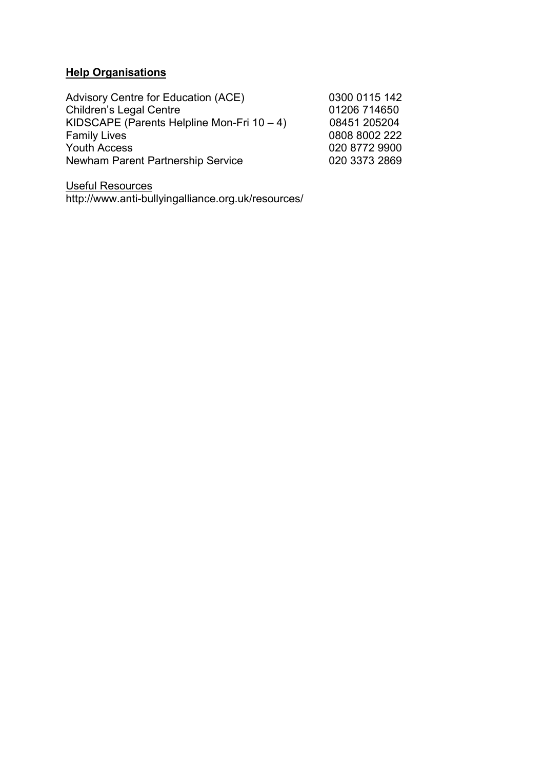**Help Organisations**

| | |
|---|---|
| Advisory Centre for Education (ACE) | 0300 0115 142 |
| Children's Legal Centre | 01206 714650 |
| KIDSCAPE (Parents Helpline Mon-Fri 10 – 4) | 08451 205204 |
| Family Lives | 0808 8002 222 |
| Youth Access | 020 8772 9900 |
| Newham Parent Partnership Service | 020 3373 2869 |

Useful Resources

http://www.anti-bullyingalliance.org.uk/resources/